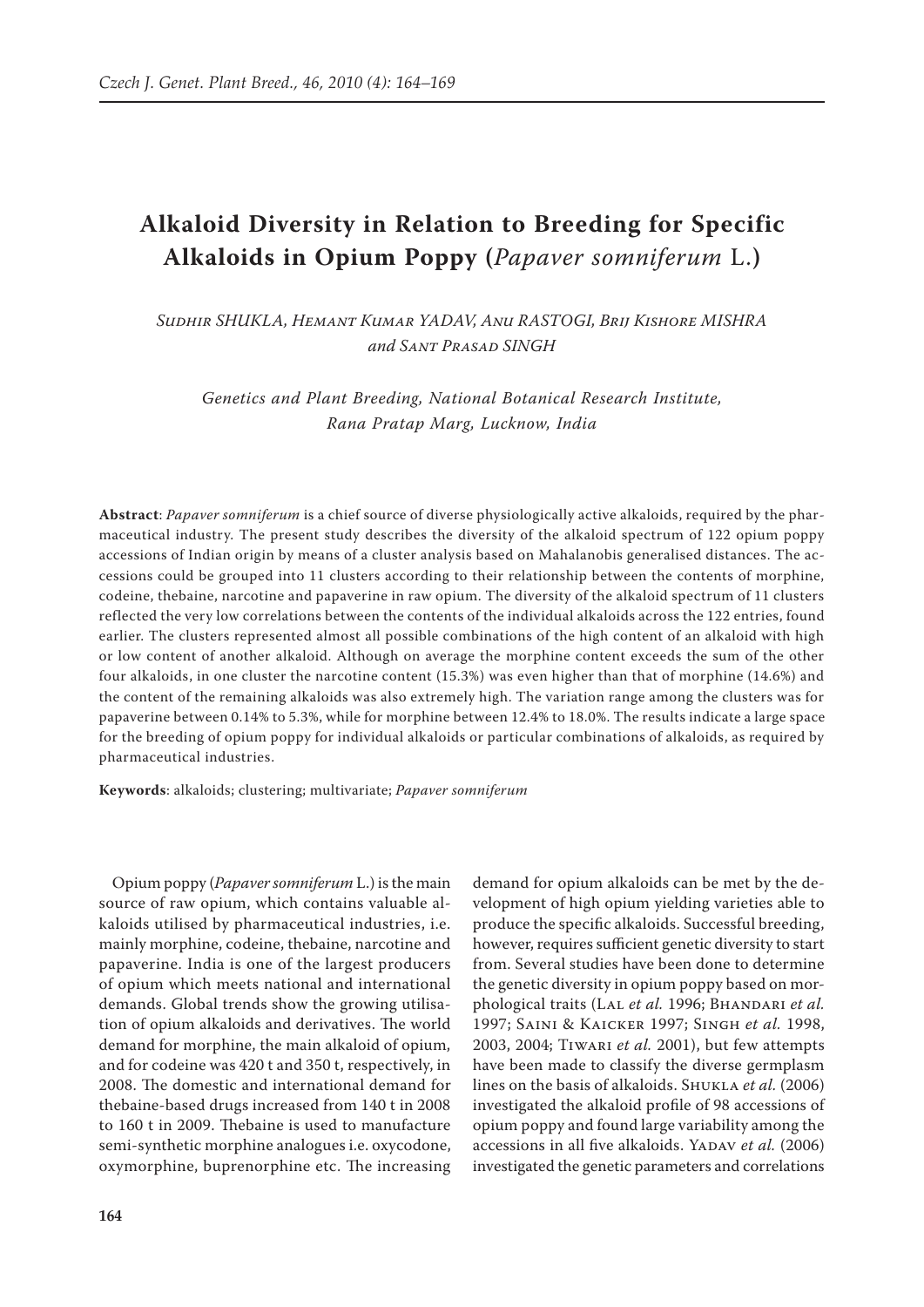# Alkaloid Diversity in Relation to Breeding for Specific Alkaloids in Opium Poppy (*Papaver somniferum* L.)

*Sudhir SHUKLA, Hemant Kumar YADAV, Anu RASTOGI, Brij Kishore MISHRA and Sant Prasad SINGH*

*Genetics and Plant Breeding, National Botanical Research Institute, Rana Pratap Marg, Lucknow, India*

**Abstract**: *Papaver somniferum* is a chief source of diverse physiologically active alkaloids, required by the pharmaceutical industry. The present study describes the diversity of the alkaloid spectrum of 122 opium poppy accessions of Indian origin by means of a cluster analysis based on Mahalanobis generalised distances. The accessions could be grouped into 11 clusters according to their relationship between the contents of morphine, codeine, thebaine, narcotine and papaverine in raw opium. The diversity of the alkaloid spectrum of 11 clusters reflected the very low correlations between the contents of the individual alkaloids across the 122 entries, found earlier. The clusters represented almost all possible combinations of the high content of an alkaloid with high or low content of another alkaloid. Although on average the morphine content exceeds the sum of the other four alkaloids, in one cluster the narcotine content (15.3%) was even higher than that of morphine (14.6%) and the content of the remaining alkaloids was also extremely high. The variation range among the clusters was for papaverine between 0.14% to 5.3%, while for morphine between 12.4% to 18.0%. The results indicate a large space for the breeding of opium poppy for individual alkaloids or particular combinations of alkaloids, as required by pharmaceutical industries.

**Keywords**: alkaloids; clustering; multivariate; *Papaver somniferum*

Opium poppy (*Papaver somniferum* L.) is the main source of raw opium, which contains valuable alkaloids utilised by pharmaceutical industries, i.e. mainly morphine, codeine, thebaine, narcotine and papaverine. India is one of the largest producers of opium which meets national and international demands. Global trends show the growing utilisation of opium alkaloids and derivatives. The world demand for morphine, the main alkaloid of opium, and for codeine was 420 t and 350 t, respectively, in 2008. The domestic and international demand for thebaine-based drugs increased from 140 t in 2008 to 160 t in 2009. Thebaine is used to manufacture semi-synthetic morphine analogues i.e. oxycodone, oxymorphine, buprenorphine etc. The increasing demand for opium alkaloids can be met by the development of high opium yielding varieties able to produce the specific alkaloids. Successful breeding, however, requires sufficient genetic diversity to start from. Several studies have been done to determine the genetic diversity in opium poppy based on morphological traits (Lal *et al.* 1996; Bhandari *et al.* 1997; Saini & Kaicker 1997; Singh *et al.* 1998, 2003, 2004; Tiwari *et al.* 2001), but few attempts have been made to classify the diverse germplasm lines on the basis of alkaloids. Shukla *et al.* (2006) investigated the alkaloid profile of 98 accessions of opium poppy and found large variability among the accessions in all five alkaloids. Yadav *et al.* (2006) investigated the genetic parameters and correlations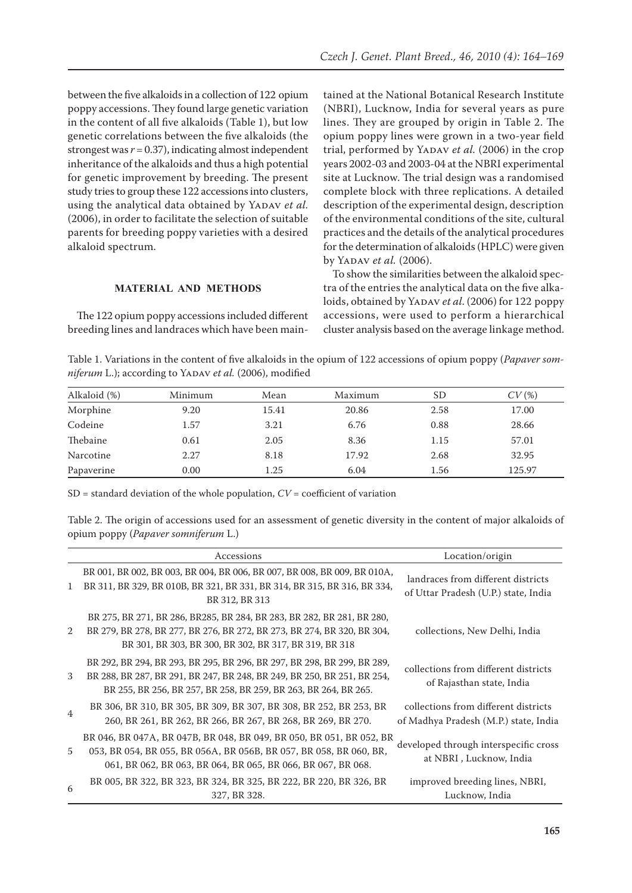between the five alkaloids in a collection of 122 opium poppy accessions. They found large genetic variation in the content of all five alkaloids (Table 1), but low genetic correlations between the five alkaloids (the strongest was $r = 0.37$), indicating almost independent inheritance of the alkaloids and thus a high potential for genetic improvement by breeding. The present study tries to group these 122 accessions into clusters, using the analytical data obtained by Yadav *et al.* (2006), in order to facilitate the selection of suitable parents for breeding poppy varieties with a desired alkaloid spectrum.

## MATERIAL AND METHODS

The 122 opium poppy accessions included different breeding lines and landraces which have been maintained at the National Botanical Research Institute (NBRI), Lucknow, India for several years as pure lines. They are grouped by origin in Table 2. The opium poppy lines were grown in a two-year field trial, performed by Yadav *et al.* (2006) in the crop years 2002-03 and 2003-04 at the NBRI experimental site at Lucknow. The trial design was a randomised complete block with three replications. A detailed description of the experimental design, description of the environmental conditions of the site, cultural practices and the details of the analytical procedures for the determination of alkaloids (HPLC) were given by Yadav *et al.* (2006).

To show the similarities between the alkaloid spectra of the entries the analytical data on the five alkaloids, obtained by Yadav *et al.* (2006) for 122 poppy accessions, were used to perform a hierarchical cluster analysis based on the average linkage method.

Table 1. Variations in the content of five alkaloids in the opium of 122 accessions of opium poppy (*Papaver somniferum* L.); according to Yadav *et al.* (2006), modified

| Alkaloid (%) | Minimum | Mean | Maximum | SD | *CV* (%) |
|---|---|---|---|---|---|
| Morphine | 9.20 | 15.41 | 20.86 | 2.58 | 17.00 |
| Codeine | 1.57 | 3.21 | 6.76 | 0.88 | 28.66 |
| Thebaine | 0.61 | 2.05 | 8.36 | 1.15 | 57.01 |
| Narcotine | 2.27 | 8.18 | 17.92 | 2.68 | 32.95 |
| Papaverine | 0.00 | 1.25 | 6.04 | 1.56 | 125.97 |

SD = standard deviation of the whole population, *CV* = coefficient of variation

Table 2. The origin of accessions used for an assessment of genetic diversity in the content of major alkaloids of opium poppy (*Papaver somniferum* L.)

| | Accessions | Location/origin |
|---|---|---|
| 1 | BR 001, BR 002, BR 003, BR 004, BR 006, BR 007, BR 008, BR 009, BR 010A, BR 311, BR 329, BR 010B, BR 321, BR 331, BR 314, BR 315, BR 316, BR 334, BR 312, BR 313 | landraces from different districts of Uttar Pradesh (U.P.) state, India |
| 2 | BR 275, BR 271, BR 286, BR285, BR 284, BR 283, BR 282, BR 281, BR 280, BR 279, BR 278, BR 277, BR 276, BR 272, BR 273, BR 274, BR 320, BR 304, BR 301, BR 303, BR 300, BR 302, BR 317, BR 319, BR 318 | collections, New Delhi, India |
| 3 | BR 292, BR 294, BR 293, BR 295, BR 296, BR 297, BR 298, BR 299, BR 289, BR 288, BR 287, BR 291, BR 247, BR 248, BR 249, BR 250, BR 251, BR 254, BR 255, BR 256, BR 257, BR 258, BR 259, BR 263, BR 264, BR 265. | collections from different districts of Rajasthan state, India |
| 4 | BR 306, BR 310, BR 305, BR 309, BR 307, BR 308, BR 252, BR 253, BR 260, BR 261, BR 262, BR 266, BR 267, BR 268, BR 269, BR 270. | collections from different districts of Madhya Pradesh (M.P.) state, India |
| 5 | BR 046, BR 047A, BR 047B, BR 048, BR 049, BR 050, BR 051, BR 052, BR 053, BR 054, BR 055, BR 056A, BR 056B, BR 057, BR 058, BR 060, BR, 061, BR 062, BR 063, BR 064, BR 065, BR 066, BR 067, BR 068. | developed through interspecific cross at NBRI , Lucknow, India |
| 6 | BR 005, BR 322, BR 323, BR 324, BR 325, BR 222, BR 220, BR 326, BR 327, BR 328. | improved breeding lines, NBRI, Lucknow, India |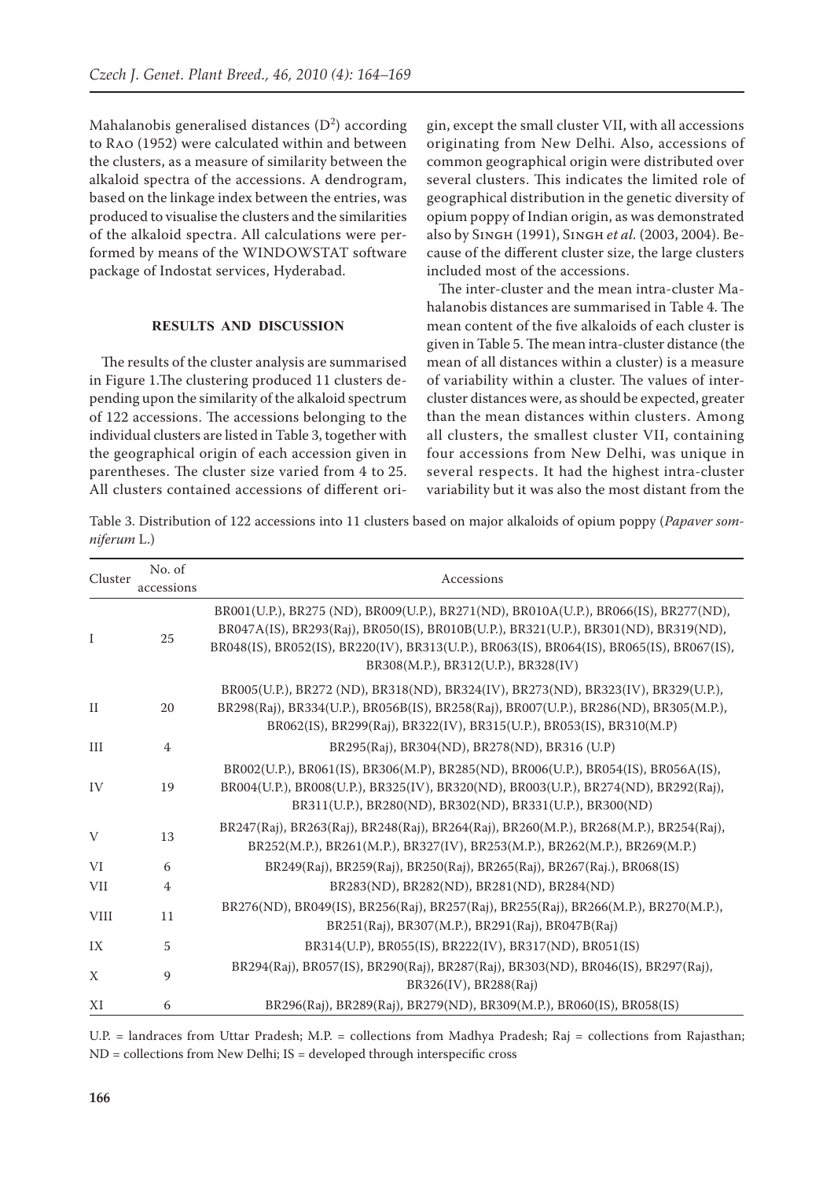Mahalanobis generalised distances ($D^2$) according to Rao (1952) were calculated within and between the clusters, as a measure of similarity between the alkaloid spectra of the accessions. A dendrogram, based on the linkage index between the entries, was produced to visualise the clusters and the similarities of the alkaloid spectra. All calculations were performed by means of the WINDOWSTAT software package of Indostat services, Hyderabad.

## RESULTS AND DISCUSSION

The results of the cluster analysis are summarised in Figure 1. The clustering produced 11 clusters depending upon the similarity of the alkaloid spectrum of 122 accessions. The accessions belonging to the individual clusters are listed in Table 3, together with the geographical origin of each accession given in parentheses. The cluster size varied from 4 to 25. All clusters contained accessions of different origin, except the small cluster VII, with all accessions originating from New Delhi. Also, accessions of common geographical origin were distributed over several clusters. This indicates the limited role of geographical distribution in the genetic diversity of opium poppy of Indian origin, as was demonstrated also by Singh (1991), Singh *et al.* (2003, 2004). Because of the different cluster size, the large clusters included most of the accessions.

The inter-cluster and the mean intra-cluster Mahalanobis distances are summarised in Table 4. The mean content of the five alkaloids of each cluster is given in Table 5. The mean intra-cluster distance (the mean of all distances within a cluster) is a measure of variability within a cluster. The values of inter-cluster distances were, as should be expected, greater than the mean distances within clusters. Among all clusters, the smallest cluster VII, containing four accessions from New Delhi, was unique in several respects. It had the highest intra-cluster variability but it was also the most distant from the

Table 3. Distribution of 122 accessions into 11 clusters based on major alkaloids of opium poppy (*Papaver somniferum* L.)

| Cluster | No. of accessions | Accessions |
|---|---|---|
| I | 25 | BR001(U.P.), BR275 (ND), BR009(U.P.), BR271(ND), BR010A(U.P.), BR066(IS), BR277(ND), BR047A(IS), BR293(Raj), BR050(IS), BR010B(U.P.), BR321(U.P.), BR301(ND), BR319(ND), BR048(IS), BR052(IS), BR220(IV), BR313(U.P.), BR063(IS), BR064(IS), BR065(IS), BR067(IS), BR308(M.P.), BR312(U.P.), BR328(IV) |
| II | 20 | BR005(U.P.), BR272 (ND), BR318(ND), BR324(IV), BR273(ND), BR323(IV), BR329(U.P.), BR298(Raj), BR334(U.P.), BR056B(IS), BR258(Raj), BR007(U.P.), BR286(ND), BR305(M.P.), BR062(IS), BR299(Raj), BR322(IV), BR315(U.P.), BR053(IS), BR310(M.P) |
| III | 4 | BR295(Raj), BR304(ND), BR278(ND), BR316 (U.P) |
| IV | 19 | BR002(U.P.), BR061(IS), BR306(M.P), BR285(ND), BR006(U.P.), BR054(IS), BR056A(IS), BR004(U.P.), BR008(U.P.), BR325(IV), BR320(ND), BR003(U.P.), BR274(ND), BR292(Raj), BR311(U.P.), BR280(ND), BR302(ND), BR331(U.P.), BR300(ND) |
| V | 13 | BR247(Raj), BR263(Raj), BR248(Raj), BR264(Raj), BR260(M.P.), BR268(M.P.), BR254(Raj), BR252(M.P.), BR261(M.P.), BR327(IV), BR253(M.P.), BR262(M.P.), BR269(M.P.) |
| VI | 6 | BR249(Raj), BR259(Raj), BR250(Raj), BR265(Raj), BR267(Raj.), BR068(IS) |
| VII | 4 | BR283(ND), BR282(ND), BR281(ND), BR284(ND) |
| VIII | 11 | BR276(ND), BR049(IS), BR256(Raj), BR257(Raj), BR255(Raj), BR266(M.P.), BR270(M.P.), BR251(Raj), BR307(M.P.), BR291(Raj), BR047B(Raj) |
| IX | 5 | BR314(U.P), BR055(IS), BR222(IV), BR317(ND), BR051(IS) |
| X | 9 | BR294(Raj), BR057(IS), BR290(Raj), BR287(Raj), BR303(ND), BR046(IS), BR297(Raj), BR326(IV), BR288(Raj) |
| XI | 6 | BR296(Raj), BR289(Raj), BR279(ND), BR309(M.P.), BR060(IS), BR058(IS) |

U.P. = landraces from Uttar Pradesh; M.P. = collections from Madhya Pradesh; Raj = collections from Rajasthan; ND = collections from New Delhi; IS = developed through interspecific cross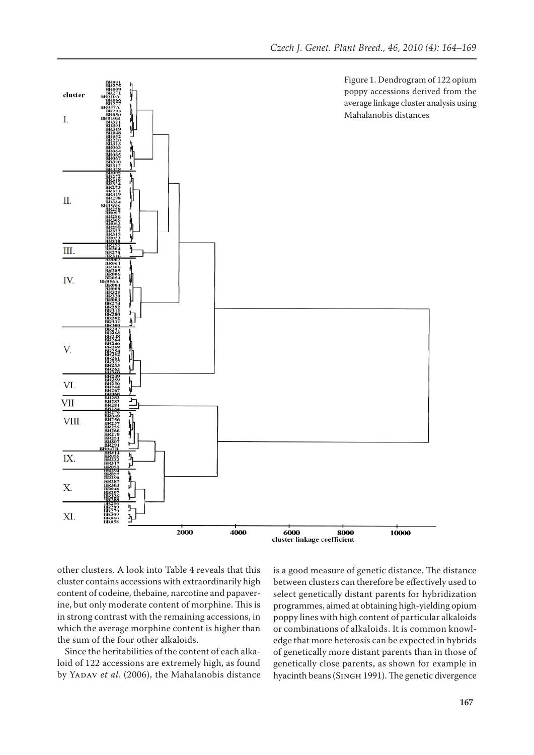Figure 1. Dendrogram of 122 opium poppy accessions derived from the average linkage cluster analysis using Mahalanobis distances

other clusters. A look into Table 4 reveals that this cluster contains accessions with extraordinarily high content of codeine, thebaine, narcotine and papaverine, but only moderate content of morphine. This is in strong contrast with the remaining accessions, in which the average morphine content is higher than the sum of the four other alkaloids.

Since the heritabilities of the content of each alkaloid of 122 accessions are extremely high, as found by Yadav *et al.* (2006), the Mahalanobis distance is a good measure of genetic distance. The distance between clusters can therefore be effectively used to select genetically distant parents for hybridization programmes, aimed at obtaining high-yielding opium poppy lines with high content of particular alkaloids or combinations of alkaloids. It is common knowledge that more heterosis can be expected in hybrids of genetically more distant parents than in those of genetically close parents, as shown for example in hyacinth beans (Singh 1991). The genetic divergence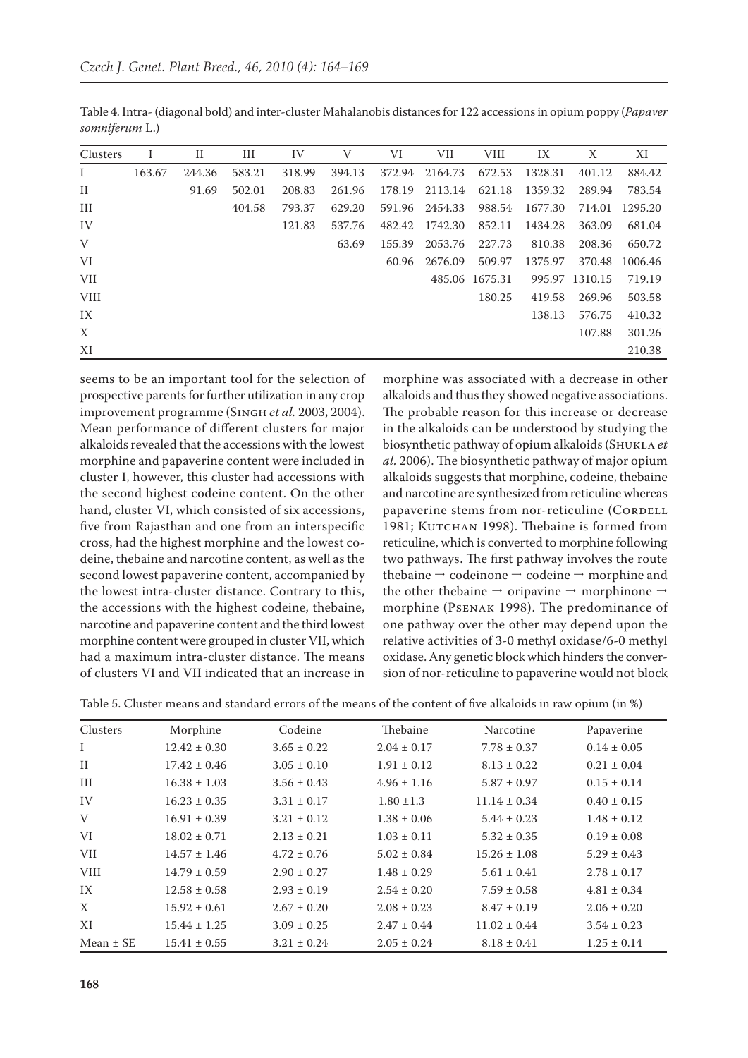Table 4. Intra- (diagonal bold) and inter-cluster Mahalanobis distances for 122 accessions in opium poppy (*Papaver somniferum* L.)

| Clusters | I | II | III | IV | V | VI | VII | VIII | IX | X | XI |
|---|---|---|---|---|---|---|---|---|---|---|---|
| I | **163.67** | 244.36 | 583.21 | 318.99 | 394.13 | 372.94 | 2164.73 | 672.53 | 1328.31 | 401.12 | 884.42 |
| II | | **91.69** | 502.01 | 208.83 | 261.96 | 178.19 | 2113.14 | 621.18 | 1359.32 | 289.94 | 783.54 |
| III | | | **404.58** | 793.37 | 629.20 | 591.96 | 2454.33 | 988.54 | 1677.30 | 714.01 | 1295.20 |
| IV | | | | **121.83** | 537.76 | 482.42 | 1742.30 | 852.11 | 1434.28 | 363.09 | 681.04 |
| V | | | | | **63.69** | 155.39 | 2053.76 | 227.73 | 810.38 | 208.36 | 650.72 |
| VI | | | | | | **60.96** | 2676.09 | 509.97 | 1375.97 | 370.48 | 1006.46 |
| VII | | | | | | | **485.06** | 1675.31 | 995.97 | 1310.15 | 719.19 |
| VIII | | | | | | | | **180.25** | 419.58 | 269.96 | 503.58 |
| IX | | | | | | | | | **138.13** | 576.75 | 410.32 |
| X | | | | | | | | | | **107.88** | 301.26 |
| XI | | | | | | | | | | | **210.38** |

seems to be an important tool for the selection of prospective parents for further utilization in any crop improvement programme (Singh *et al.* 2003, 2004). Mean performance of different clusters for major alkaloids revealed that the accessions with the lowest morphine and papaverine content were included in cluster I, however, this cluster had accessions with the second highest codeine content. On the other hand, cluster VI, which consisted of six accessions, five from Rajasthan and one from an interspecific cross, had the highest morphine and the lowest codeine, thebaine and narcotine content, as well as the second lowest papaverine content, accompanied by the lowest intra-cluster distance. Contrary to this, the accessions with the highest codeine, thebaine, narcotine and papaverine content and the third lowest morphine content were grouped in cluster VII, which had a maximum intra-cluster distance. The means of clusters VI and VII indicated that an increase in morphine was associated with a decrease in other alkaloids and thus they showed negative associations. The probable reason for this increase or decrease in the alkaloids can be understood by studying the biosynthetic pathway of opium alkaloids (Shukla *et al.* 2006). The biosynthetic pathway of major opium alkaloids suggests that morphine, codeine, thebaine and narcotine are synthesized from reticuline whereas papaverine stems from nor-reticuline (Cordell 1981; Kutchan 1998). Thebaine is formed from reticuline, which is converted to morphine following two pathways. The first pathway involves the route thebaine → codeinone → codeine → morphine and the other thebaine → oripavine → morphinone → morphine (Psenak 1998). The predominance of one pathway over the other may depend upon the relative activities of 3-0 methyl oxidase/6-0 methyl oxidase. Any genetic block which hinders the conversion of nor-reticuline to papaverine would not block

Table 5. Cluster means and standard errors of the means of the content of five alkaloids in raw opium (in %)

| Clusters | Morphine | Codeine | Thebaine | Narcotine | Papaverine |
|---|---|---|---|---|---|
| I | 12.42 ± 0.30 | 3.65 ± 0.22 | 2.04 ± 0.17 | 7.78 ± 0.37 | 0.14 ± 0.05 |
| II | 17.42 ± 0.46 | 3.05 ± 0.10 | 1.91 ± 0.12 | 8.13 ± 0.22 | 0.21 ± 0.04 |
| III | 16.38 ± 1.03 | 3.56 ± 0.43 | 4.96 ± 1.16 | 5.87 ± 0.97 | 0.15 ± 0.14 |
| IV | 16.23 ± 0.35 | 3.31 ± 0.17 | 1.80 ±1.3 | 11.14 ± 0.34 | 0.40 ± 0.15 |
| V | 16.91 ± 0.39 | 3.21 ± 0.12 | 1.38 ± 0.06 | 5.44 ± 0.23 | 1.48 ± 0.12 |
| VI | 18.02 ± 0.71 | 2.13 ± 0.21 | 1.03 ± 0.11 | 5.32 ± 0.35 | 0.19 ± 0.08 |
| VII | 14.57 ± 1.46 | 4.72 ± 0.76 | 5.02 ± 0.84 | 15.26 ± 1.08 | 5.29 ± 0.43 |
| VIII | 14.79 ± 0.59 | 2.90 ± 0.27 | 1.48 ± 0.29 | 5.61 ± 0.41 | 2.78 ± 0.17 |
| IX | 12.58 ± 0.58 | 2.93 ± 0.19 | 2.54 ± 0.20 | 7.59 ± 0.58 | 4.81 ± 0.34 |
| X | 15.92 ± 0.61 | 2.67 ± 0.20 | 2.08 ± 0.23 | 8.47 ± 0.19 | 2.06 ± 0.20 |
| XI | 15.44 ± 1.25 | 3.09 ± 0.25 | 2.47 ± 0.44 | 11.02 ± 0.44 | 3.54 ± 0.23 |
| Mean ± SE | 15.41 ± 0.55 | 3.21 ± 0.24 | 2.05 ± 0.24 | 8.18 ± 0.41 | 1.25 ± 0.14 |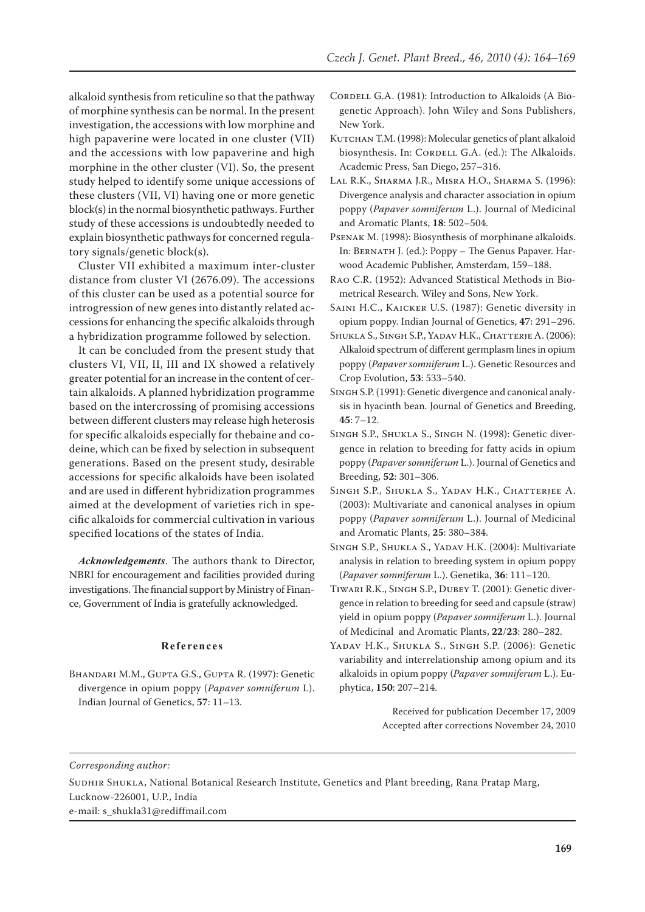alkaloid synthesis from reticuline so that the pathway of morphine synthesis can be normal. In the present investigation, the accessions with low morphine and high papaverine were located in one cluster (VII) and the accessions with low papaverine and high morphine in the other cluster (VI). So, the present study helped to identify some unique accessions of these clusters (VII, VI) having one or more genetic block(s) in the normal biosynthetic pathways. Further study of these accessions is undoubtedly needed to explain biosynthetic pathways for concerned regulatory signals/genetic block(s).

Cluster VII exhibited a maximum inter-cluster distance from cluster VI (2676.09). The accessions of this cluster can be used as a potential source for introgression of new genes into distantly related accessions for enhancing the specific alkaloids through a hybridization programme followed by selection.

It can be concluded from the present study that clusters VI, VII, II, III and IX showed a relatively greater potential for an increase in the content of certain alkaloids. A planned hybridization programme based on the intercrossing of promising accessions between different clusters may release high heterosis for specific alkaloids especially for thebaine and codeine, which can be fixed by selection in subsequent generations. Based on the present study, desirable accessions for specific alkaloids have been isolated and are used in different hybridization programmes aimed at the development of varieties rich in specific alkaloids for commercial cultivation in various specified locations of the states of India.

***Acknowledgements***. The authors thank to Director, NBRI for encouragement and facilities provided during investigations. The financial support by Ministry of Finance, Government of India is gratefully acknowledged.

## References

Bhandari M.M., Gupta G.S., Gupta R. (1997): Genetic divergence in opium poppy (*Papaver somniferum* L). Indian Journal of Genetics, **57**: 11–13.

Cordell G.A. (1981): Introduction to Alkaloids (A Biogenetic Approach). John Wiley and Sons Publishers, New York.

Kutchan T.M. (1998): Molecular genetics of plant alkaloid biosynthesis. In: Cordell G.A. (ed.): The Alkaloids. Academic Press, San Diego, 257–316.

Lal R.K., Sharma J.R., Misra H.O., Sharma S. (1996): Divergence analysis and character association in opium poppy (*Papaver somniferum* L.). Journal of Medicinal and Aromatic Plants, **18**: 502–504.

Psenak M. (1998): Biosynthesis of morphinane alkaloids. In: Bernath J. (ed.): Poppy – The Genus Papaver. Harwood Academic Publisher, Amsterdam, 159–188.

Rao C.R. (1952): Advanced Statistical Methods in Biometrical Research. Wiley and Sons, New York.

Saini H.C., Kaicker U.S. (1987): Genetic diversity in opium poppy. Indian Journal of Genetics, **47**: 291–296.

Shukla S., Singh S.P., Yadav H.K., Chatterje A. (2006): Alkaloid spectrum of different germplasm lines in opium poppy (*Papaver somniferum* L.). Genetic Resources and Crop Evolution, **53**: 533–540.

Singh S.P. (1991): Genetic divergence and canonical analysis in hyacinth bean. Journal of Genetics and Breeding, **45**: 7–12.

Singh S.P., Shukla S., Singh N. (1998): Genetic divergence in relation to breeding for fatty acids in opium poppy (*Papaver somniferum* L.). Journal of Genetics and Breeding, **52**: 301–306.

Singh S.P., Shukla S., Yadav H.K., Chatterjee A. (2003): Multivariate and canonical analyses in opium poppy (*Papaver somniferum* L.). Journal of Medicinal and Aromatic Plants, **25**: 380–384.

Singh S.P., Shukla S., Yadav H.K. (2004): Multivariate analysis in relation to breeding system in opium poppy (*Papaver somniferum* L.). Genetika, **36**: 111–120.

Tiwari R.K., Singh S.P., Dubey T. (2001): Genetic divergence in relation to breeding for seed and capsule (straw) yield in opium poppy (*Papaver somniferum* L.). Journal of Medicinal and Aromatic Plants, **22**/**23**: 280–282.

Yadav H.K., Shukla S., Singh S.P. (2006): Genetic variability and interrelationship among opium and its alkaloids in opium poppy (*Papaver somniferum* L.). Euphytica, **150**: 207–214.

Received for publication December 17, 2009
Accepted after corrections November 24, 2010

*Corresponding author:*

Sudhir Shukla, National Botanical Research Institute, Genetics and Plant breeding, Rana Pratap Marg, Lucknow-226001, U.P., India
e-mail: s_shukla31@rediffmail.com